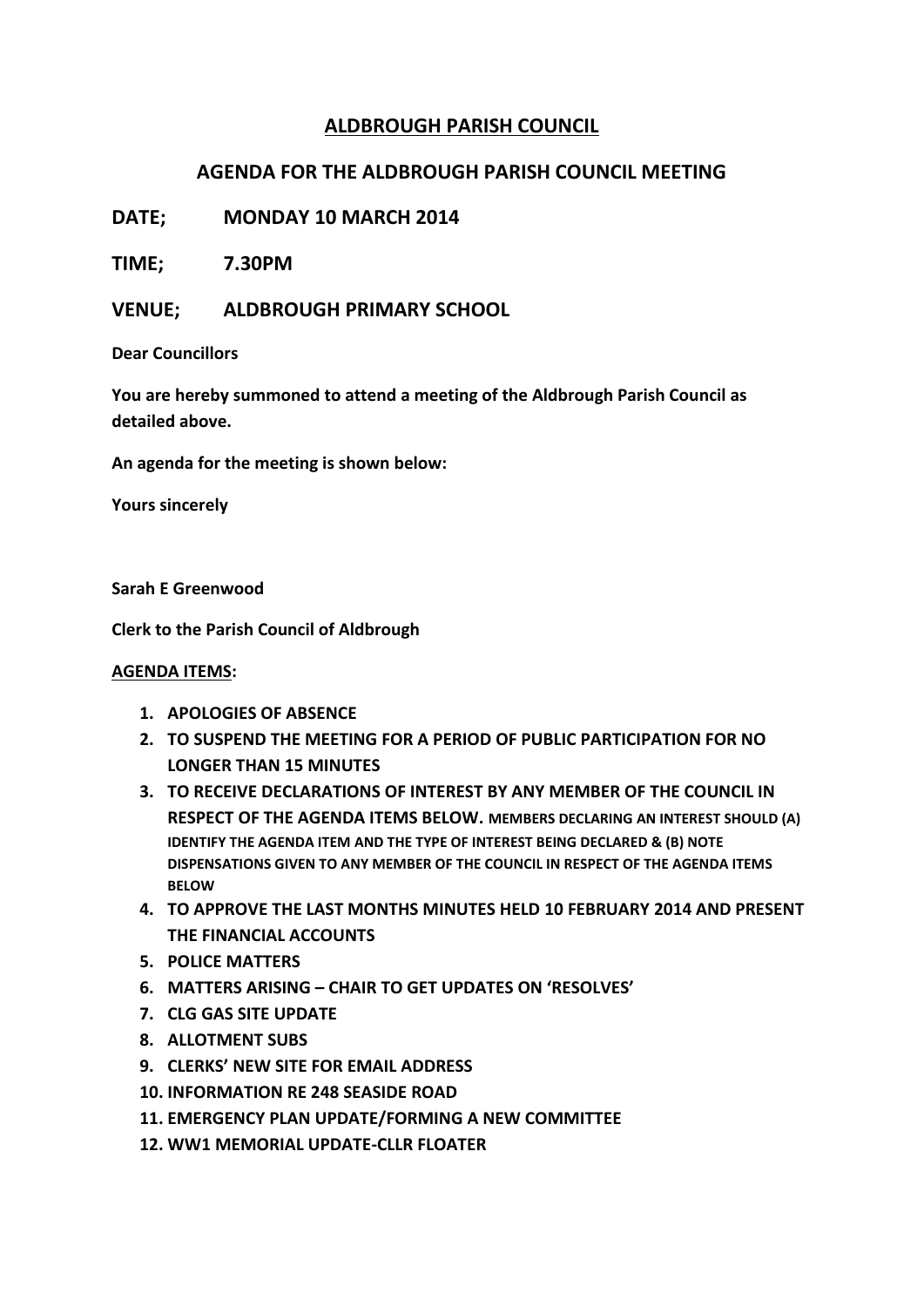# ALDBROUGH PARISH COUNCIL

## AGENDA FOR THE ALDBROUGH PARISH COUNCIL MEETING

**DATE; MONDAY 10 MARCH 2014**

**TIME; 7.30PM**

**VENUE; ALDBROUGH PRIMARY SCHOOL**

**Dear Councillors**

**You are hereby summoned to attend a meeting of the Aldbrough Parish Council as detailed above.**

**An agenda for the meeting is shown below:**

**Yours sincerely**

**Sarah E Greenwood**

**Clerk to the Parish Council of Aldbrough**

**AGENDA ITEMS:**

1. **APOLOGIES OF ABSENCE**
2. **TO SUSPEND THE MEETING FOR A PERIOD OF PUBLIC PARTICIPATION FOR NO LONGER THAN 15 MINUTES**
3. **TO RECEIVE DECLARATIONS OF INTEREST BY ANY MEMBER OF THE COUNCIL IN RESPECT OF THE AGENDA ITEMS BELOW. MEMBERS DECLARING AN INTEREST SHOULD (A) IDENTIFY THE AGENDA ITEM AND THE TYPE OF INTEREST BEING DECLARED & (B) NOTE DISPENSATIONS GIVEN TO ANY MEMBER OF THE COUNCIL IN RESPECT OF THE AGENDA ITEMS BELOW**
4. **TO APPROVE THE LAST MONTHS MINUTES HELD 10 FEBRUARY 2014 AND PRESENT THE FINANCIAL ACCOUNTS**
5. **POLICE MATTERS**
6. **MATTERS ARISING – CHAIR TO GET UPDATES ON 'RESOLVES'**
7. **CLG GAS SITE UPDATE**
8. **ALLOTMENT SUBS**
9. **CLERKS' NEW SITE FOR EMAIL ADDRESS**
10. **INFORMATION RE 248 SEASIDE ROAD**
11. **EMERGENCY PLAN UPDATE/FORMING A NEW COMMITTEE**
12. **WW1 MEMORIAL UPDATE-CLLR FLOATER**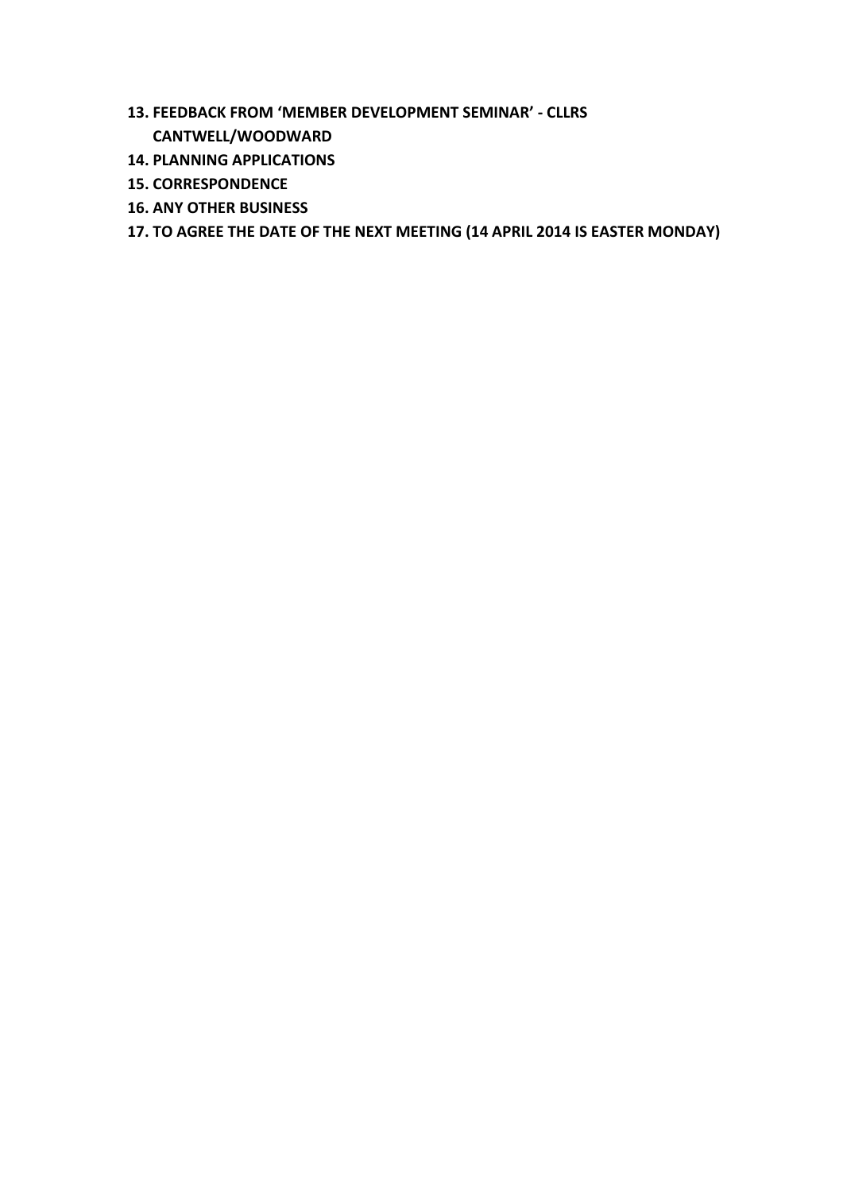13. **FEEDBACK FROM 'MEMBER DEVELOPMENT SEMINAR' - CLLRS CANTWELL/WOODWARD**
14. **PLANNING APPLICATIONS**
15. **CORRESPONDENCE**
16. **ANY OTHER BUSINESS**
17. **TO AGREE THE DATE OF THE NEXT MEETING (14 APRIL 2014 IS EASTER MONDAY)**